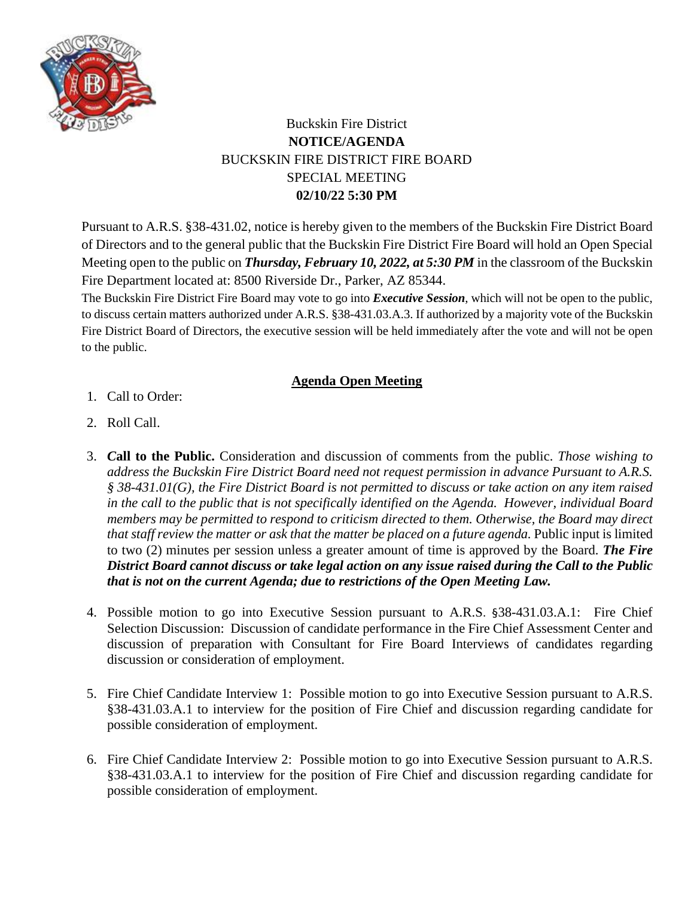Buckskin Fire District

**NOTICE/AGENDA**

BUCKSKIN FIRE DISTRICT FIRE BOARD

SPECIAL MEETING

**02/10/22 5:30 PM**

Pursuant to A.R.S. §38-431.02, notice is hereby given to the members of the Buckskin Fire District Board of Directors and to the general public that the Buckskin Fire District Fire Board will hold an Open Special Meeting open to the public on ***Thursday, February 10, 2022, at 5:30 PM*** in the classroom of the Buckskin Fire Department located at: 8500 Riverside Dr., Parker, AZ 85344.

The Buckskin Fire District Fire Board may vote to go into ***Executive Session***, which will not be open to the public, to discuss certain matters authorized under A.R.S. §38-431.03.A.3. If authorized by a majority vote of the Buckskin Fire District Board of Directors, the executive session will be held immediately after the vote and will not be open to the public.

## Agenda Open Meeting

1. Call to Order:
2. Roll Call.
3. ***C*all to the Public.** Consideration and discussion of comments from the public. *Those wishing to address the Buckskin Fire District Board need not request permission in advance Pursuant to A.R.S. § 38-431.01(G), the Fire District Board is not permitted to discuss or take action on any item raised in the call to the public that is not specifically identified on the Agenda. However, individual Board members may be permitted to respond to criticism directed to them. Otherwise, the Board may direct that staff review the matter or ask that the matter be placed on a future agenda.* Public input is limited to two (2) minutes per session unless a greater amount of time is approved by the Board. ***The Fire District Board cannot discuss or take legal action on any issue raised during the Call to the Public that is not on the current Agenda; due to restrictions of the Open Meeting Law.***
4. Possible motion to go into Executive Session pursuant to A.R.S. §38-431.03.A.1: Fire Chief Selection Discussion: Discussion of candidate performance in the Fire Chief Assessment Center and discussion of preparation with Consultant for Fire Board Interviews of candidates regarding discussion or consideration of employment.
5. Fire Chief Candidate Interview 1: Possible motion to go into Executive Session pursuant to A.R.S. §38-431.03.A.1 to interview for the position of Fire Chief and discussion regarding candidate for possible consideration of employment.
6. Fire Chief Candidate Interview 2: Possible motion to go into Executive Session pursuant to A.R.S. §38-431.03.A.1 to interview for the position of Fire Chief and discussion regarding candidate for possible consideration of employment.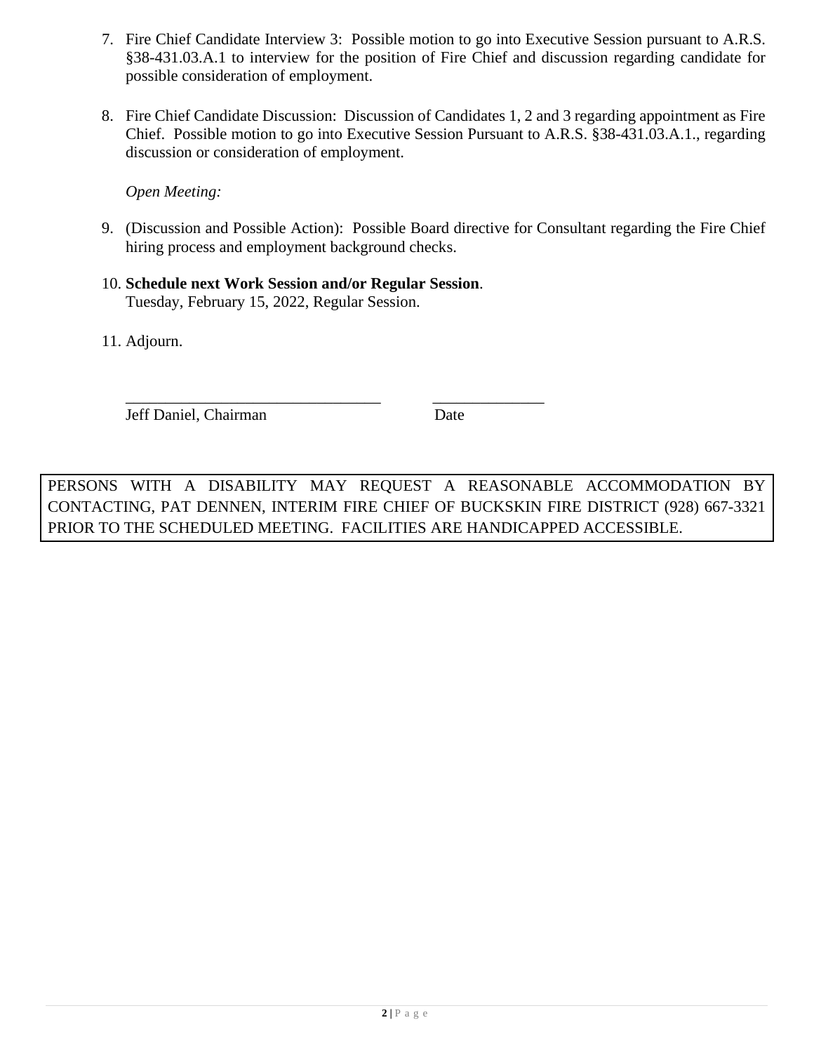7. Fire Chief Candidate Interview 3: Possible motion to go into Executive Session pursuant to A.R.S. §38-431.03.A.1 to interview for the position of Fire Chief and discussion regarding candidate for possible consideration of employment.

8. Fire Chief Candidate Discussion: Discussion of Candidates 1, 2 and 3 regarding appointment as Fire Chief. Possible motion to go into Executive Session Pursuant to A.R.S. §38-431.03.A.1., regarding discussion or consideration of employment.

   *Open Meeting:*

9. (Discussion and Possible Action): Possible Board directive for Consultant regarding the Fire Chief hiring process and employment background checks.

10. **Schedule next Work Session and/or Regular Session**.
    Tuesday, February 15, 2022, Regular Session.

11. Adjourn.

_________________________________ ______________
Jeff Daniel, Chairman Date

PERSONS WITH A DISABILITY MAY REQUEST A REASONABLE ACCOMMODATION BY CONTACTING, PAT DENNEN, INTERIM FIRE CHIEF OF BUCKSKIN FIRE DISTRICT (928) 667-3321 PRIOR TO THE SCHEDULED MEETING. FACILITIES ARE HANDICAPPED ACCESSIBLE.